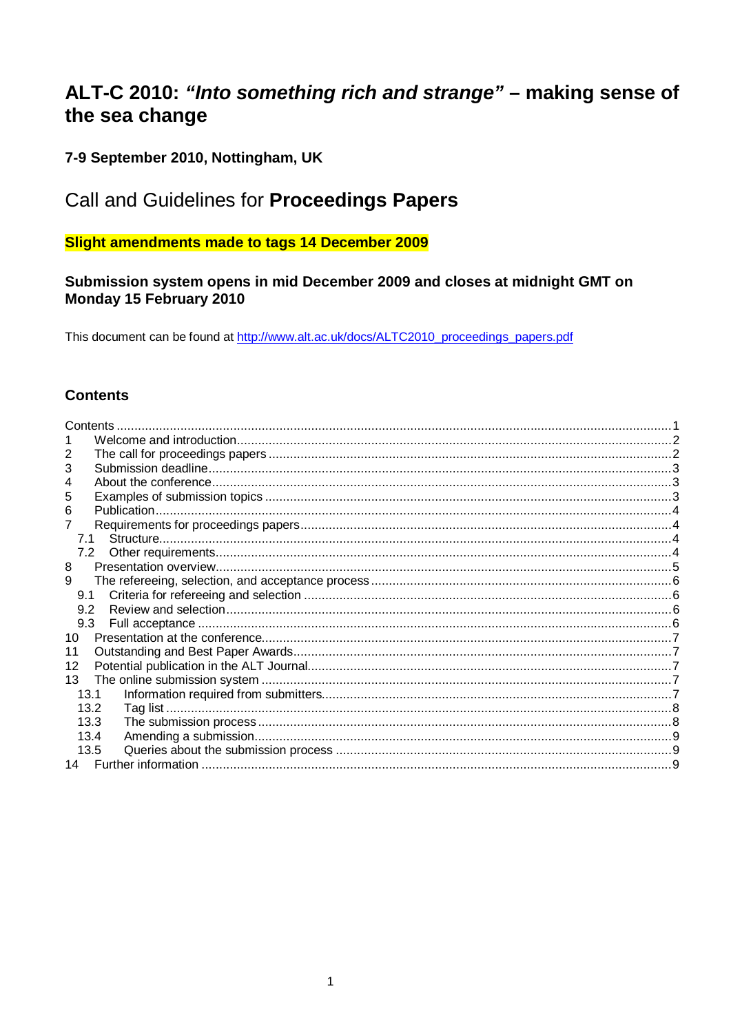# ALT-C 2010: *"Into something rich and strange"* – making sense of the sea change

**7-9 September 2010, Nottingham, UK**

## Call and Guidelines for **Proceedings Papers**

**Slight amendments made to tags 14 December 2009**

**Submission system opens in mid December 2009 and closes at midnight GMT on Monday 15 February 2010**

This document can be found at http://www.alt.ac.uk/docs/ALTC2010_proceedings_papers.pdf

### Contents

Contents ... 1
1 Welcome and introduction ... 2
2 The call for proceedings papers ... 2
3 Submission deadline ... 3
4 About the conference ... 3
5 Examples of submission topics ... 3
6 Publication ... 4
7 Requirements for proceedings papers ... 4
  7.1 Structure ... 4
  7.2 Other requirements ... 4
8 Presentation overview ... 5
9 The refereeing, selection, and acceptance process ... 6
  9.1 Criteria for refereeing and selection ... 6
  9.2 Review and selection ... 6
  9.3 Full acceptance ... 6
10 Presentation at the conference ... 7
11 Outstanding and Best Paper Awards ... 7
12 Potential publication in the ALT Journal ... 7
13 The online submission system ... 7
  13.1 Information required from submitters ... 7
  13.2 Tag list ... 8
  13.3 The submission process ... 8
  13.4 Amending a submission ... 9
  13.5 Queries about the submission process ... 9
14 Further information ... 9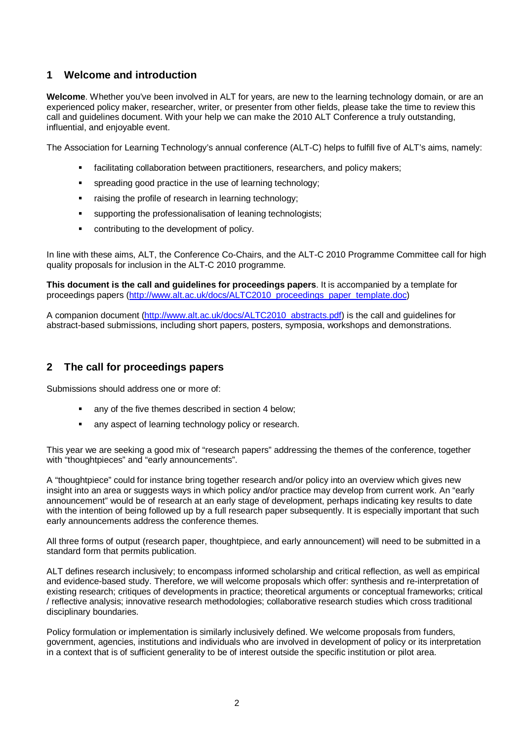## 1 Welcome and introduction

**Welcome**. Whether you've been involved in ALT for years, are new to the learning technology domain, or are an experienced policy maker, researcher, writer, or presenter from other fields, please take the time to review this call and guidelines document. With your help we can make the 2010 ALT Conference a truly outstanding, influential, and enjoyable event.

The Association for Learning Technology's annual conference (ALT-C) helps to fulfill five of ALT's aims, namely:

- facilitating collaboration between practitioners, researchers, and policy makers;
- spreading good practice in the use of learning technology;
- raising the profile of research in learning technology;
- supporting the professionalisation of leaning technologists;
- contributing to the development of policy.

In line with these aims, ALT, the Conference Co-Chairs, and the ALT-C 2010 Programme Committee call for high quality proposals for inclusion in the ALT-C 2010 programme.

**This document is the call and guidelines for proceedings papers**. It is accompanied by a template for proceedings papers ([http://www.alt.ac.uk/docs/ALTC2010_proceedings_paper_template.doc](http://www.alt.ac.uk/docs/ALTC2010_proceedings_paper_template.doc))

A companion document ([http://www.alt.ac.uk/docs/ALTC2010_abstracts.pdf](http://www.alt.ac.uk/docs/ALTC2010_abstracts.pdf)) is the call and guidelines for abstract-based submissions, including short papers, posters, symposia, workshops and demonstrations.

## 2 The call for proceedings papers

Submissions should address one or more of:

- any of the five themes described in section 4 below;
- any aspect of learning technology policy or research.

This year we are seeking a good mix of "research papers" addressing the themes of the conference, together with "thoughtpieces" and "early announcements".

A "thoughtpiece" could for instance bring together research and/or policy into an overview which gives new insight into an area or suggests ways in which policy and/or practice may develop from current work. An "early announcement" would be of research at an early stage of development, perhaps indicating key results to date with the intention of being followed up by a full research paper subsequently. It is especially important that such early announcements address the conference themes.

All three forms of output (research paper, thoughtpiece, and early announcement) will need to be submitted in a standard form that permits publication.

ALT defines research inclusively; to encompass informed scholarship and critical reflection, as well as empirical and evidence-based study. Therefore, we will welcome proposals which offer: synthesis and re-interpretation of existing research; critiques of developments in practice; theoretical arguments or conceptual frameworks; critical / reflective analysis; innovative research methodologies; collaborative research studies which cross traditional disciplinary boundaries.

Policy formulation or implementation is similarly inclusively defined. We welcome proposals from funders, government, agencies, institutions and individuals who are involved in development of policy or its interpretation in a context that is of sufficient generality to be of interest outside the specific institution or pilot area.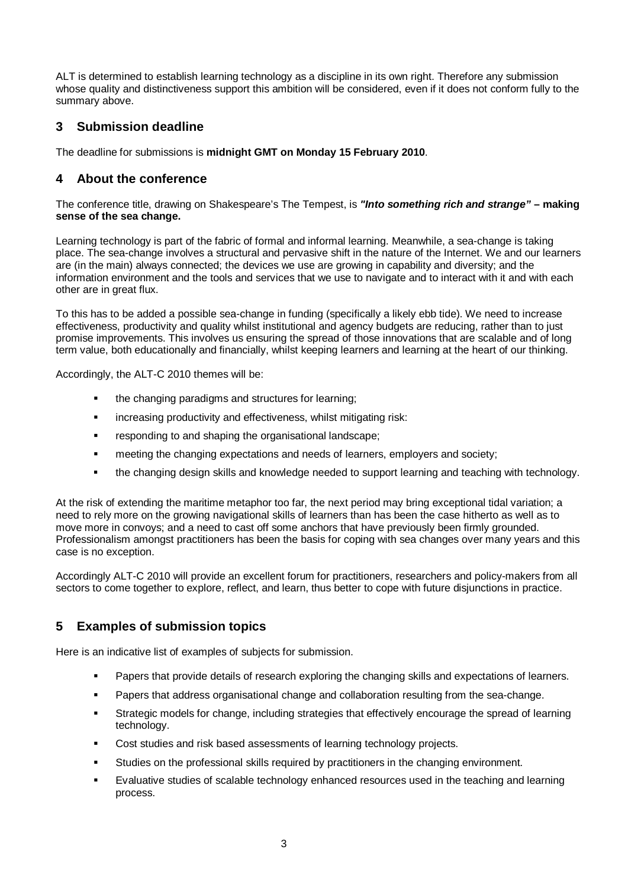ALT is determined to establish learning technology as a discipline in its own right. Therefore any submission whose quality and distinctiveness support this ambition will be considered, even if it does not conform fully to the summary above.

## 3 Submission deadline

The deadline for submissions is **midnight GMT on Monday 15 February 2010**.

## 4 About the conference

The conference title, drawing on Shakespeare's The Tempest, is ***"Into something rich and strange"* – making sense of the sea change.**

Learning technology is part of the fabric of formal and informal learning. Meanwhile, a sea-change is taking place. The sea-change involves a structural and pervasive shift in the nature of the Internet. We and our learners are (in the main) always connected; the devices we use are growing in capability and diversity; and the information environment and the tools and services that we use to navigate and to interact with it and with each other are in great flux.

To this has to be added a possible sea-change in funding (specifically a likely ebb tide). We need to increase effectiveness, productivity and quality whilst institutional and agency budgets are reducing, rather than to just promise improvements. This involves us ensuring the spread of those innovations that are scalable and of long term value, both educationally and financially, whilst keeping learners and learning at the heart of our thinking.

Accordingly, the ALT-C 2010 themes will be:

- the changing paradigms and structures for learning;
- increasing productivity and effectiveness, whilst mitigating risk:
- responding to and shaping the organisational landscape;
- meeting the changing expectations and needs of learners, employers and society;
- the changing design skills and knowledge needed to support learning and teaching with technology.

At the risk of extending the maritime metaphor too far, the next period may bring exceptional tidal variation; a need to rely more on the growing navigational skills of learners than has been the case hitherto as well as to move more in convoys; and a need to cast off some anchors that have previously been firmly grounded. Professionalism amongst practitioners has been the basis for coping with sea changes over many years and this case is no exception.

Accordingly ALT-C 2010 will provide an excellent forum for practitioners, researchers and policy-makers from all sectors to come together to explore, reflect, and learn, thus better to cope with future disjunctions in practice.

## 5 Examples of submission topics

Here is an indicative list of examples of subjects for submission.

- Papers that provide details of research exploring the changing skills and expectations of learners.
- Papers that address organisational change and collaboration resulting from the sea-change.
- Strategic models for change, including strategies that effectively encourage the spread of learning technology.
- Cost studies and risk based assessments of learning technology projects.
- Studies on the professional skills required by practitioners in the changing environment.
- Evaluative studies of scalable technology enhanced resources used in the teaching and learning process.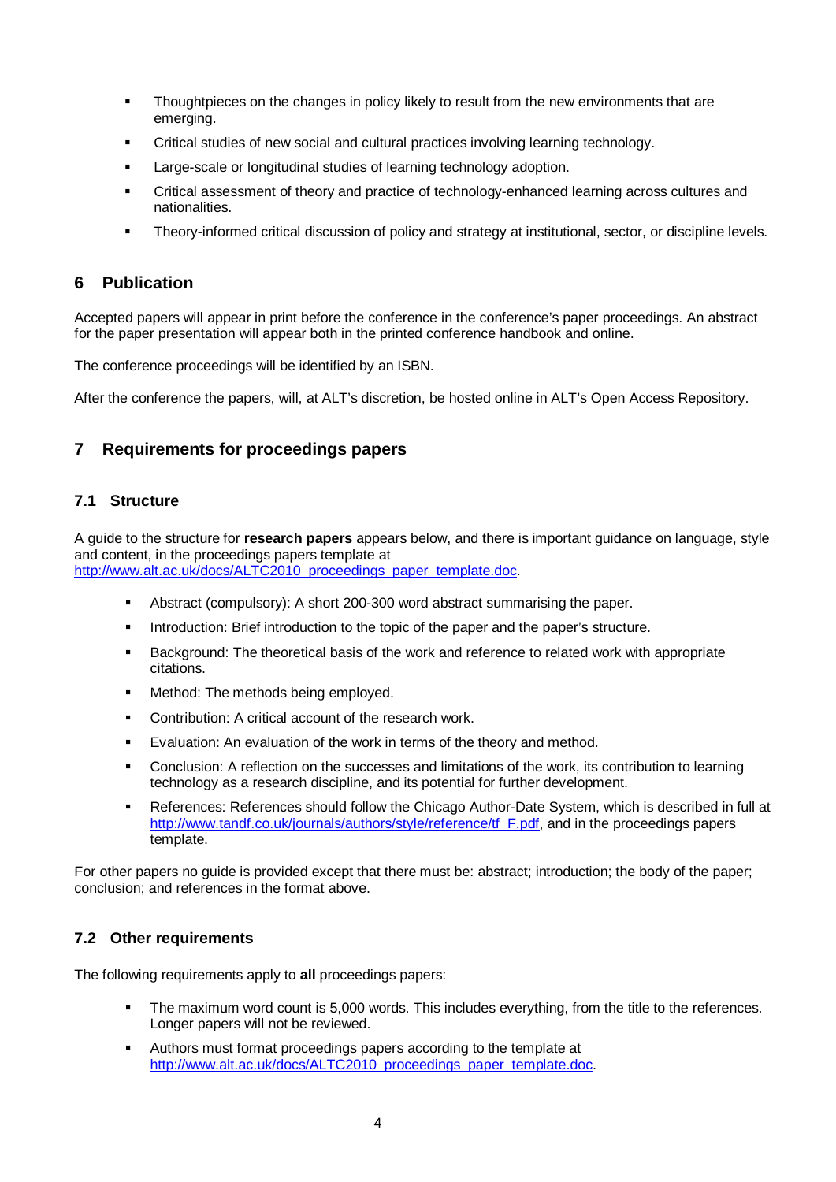- Thoughtpieces on the changes in policy likely to result from the new environments that are emerging.
- Critical studies of new social and cultural practices involving learning technology.
- Large-scale or longitudinal studies of learning technology adoption.
- Critical assessment of theory and practice of technology-enhanced learning across cultures and nationalities.
- Theory-informed critical discussion of policy and strategy at institutional, sector, or discipline levels.

## 6 Publication

Accepted papers will appear in print before the conference in the conference's paper proceedings. An abstract for the paper presentation will appear both in the printed conference handbook and online.

The conference proceedings will be identified by an ISBN.

After the conference the papers, will, at ALT's discretion, be hosted online in ALT's Open Access Repository.

## 7 Requirements for proceedings papers

### 7.1 Structure

A guide to the structure for **research papers** appears below, and there is important guidance on language, style and content, in the proceedings papers template at http://www.alt.ac.uk/docs/ALTC2010_proceedings_paper_template.doc.

- Abstract (compulsory): A short 200-300 word abstract summarising the paper.
- Introduction: Brief introduction to the topic of the paper and the paper's structure.
- Background: The theoretical basis of the work and reference to related work with appropriate citations.
- Method: The methods being employed.
- Contribution: A critical account of the research work.
- Evaluation: An evaluation of the work in terms of the theory and method.
- Conclusion: A reflection on the successes and limitations of the work, its contribution to learning technology as a research discipline, and its potential for further development.
- References: References should follow the Chicago Author-Date System, which is described in full at http://www.tandf.co.uk/journals/authors/style/reference/tf_F.pdf, and in the proceedings papers template.

For other papers no guide is provided except that there must be: abstract; introduction; the body of the paper; conclusion; and references in the format above.

### 7.2 Other requirements

The following requirements apply to **all** proceedings papers:

- The maximum word count is 5,000 words. This includes everything, from the title to the references. Longer papers will not be reviewed.
- Authors must format proceedings papers according to the template at http://www.alt.ac.uk/docs/ALTC2010_proceedings_paper_template.doc.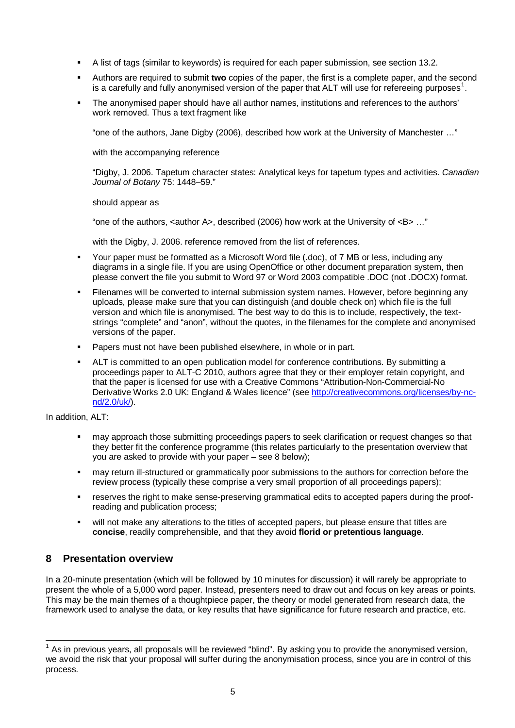- A list of tags (similar to keywords) is required for each paper submission, see section 13.2.
- Authors are required to submit **two** copies of the paper, the first is a complete paper, and the second is a carefully and fully anonymised version of the paper that ALT will use for refereeing purposes[1].
- The anonymised paper should have all author names, institutions and references to the authors' work removed. Thus a text fragment like

  "one of the authors, Jane Digby (2006), described how work at the University of Manchester …"

  with the accompanying reference

  "Digby, J. 2006. Tapetum character states: Analytical keys for tapetum types and activities. *Canadian Journal of Botany* 75: 1448–59."

  should appear as

  "one of the authors, <author A>, described (2006) how work at the University of <B> …"

  with the Digby, J. 2006. reference removed from the list of references.
- Your paper must be formatted as a Microsoft Word file (.doc), of 7 MB or less, including any diagrams in a single file. If you are using OpenOffice or other document preparation system, then please convert the file you submit to Word 97 or Word 2003 compatible .DOC (not .DOCX) format.
- Filenames will be converted to internal submission system names. However, before beginning any uploads, please make sure that you can distinguish (and double check on) which file is the full version and which file is anonymised. The best way to do this is to include, respectively, the text-strings "complete" and "anon", without the quotes, in the filenames for the complete and anonymised versions of the paper.
- Papers must not have been published elsewhere, in whole or in part.
- ALT is committed to an open publication model for conference contributions. By submitting a proceedings paper to ALT-C 2010, authors agree that they or their employer retain copyright, and that the paper is licensed for use with a Creative Commons "Attribution-Non-Commercial-No Derivative Works 2.0 UK: England & Wales licence" (see http://creativecommons.org/licenses/by-nc-nd/2.0/uk/).

In addition, ALT:

- may approach those submitting proceedings papers to seek clarification or request changes so that they better fit the conference programme (this relates particularly to the presentation overview that you are asked to provide with your paper – see 8 below);
- may return ill-structured or grammatically poor submissions to the authors for correction before the review process (typically these comprise a very small proportion of all proceedings papers);
- reserves the right to make sense-preserving grammatical edits to accepted papers during the proof-reading and publication process;
- will not make any alterations to the titles of accepted papers, but please ensure that titles are **concise**, readily comprehensible, and that they avoid **florid or pretentious language**.

## 8 Presentation overview

In a 20-minute presentation (which will be followed by 10 minutes for discussion) it will rarely be appropriate to present the whole of a 5,000 word paper. Instead, presenters need to draw out and focus on key areas or points. This may be the main themes of a thoughtpiece paper, the theory or model generated from research data, the framework used to analyse the data, or key results that have significance for future research and practice, etc.

[1] As in previous years, all proposals will be reviewed "blind". By asking you to provide the anonymised version, we avoid the risk that your proposal will suffer during the anonymisation process, since you are in control of this process.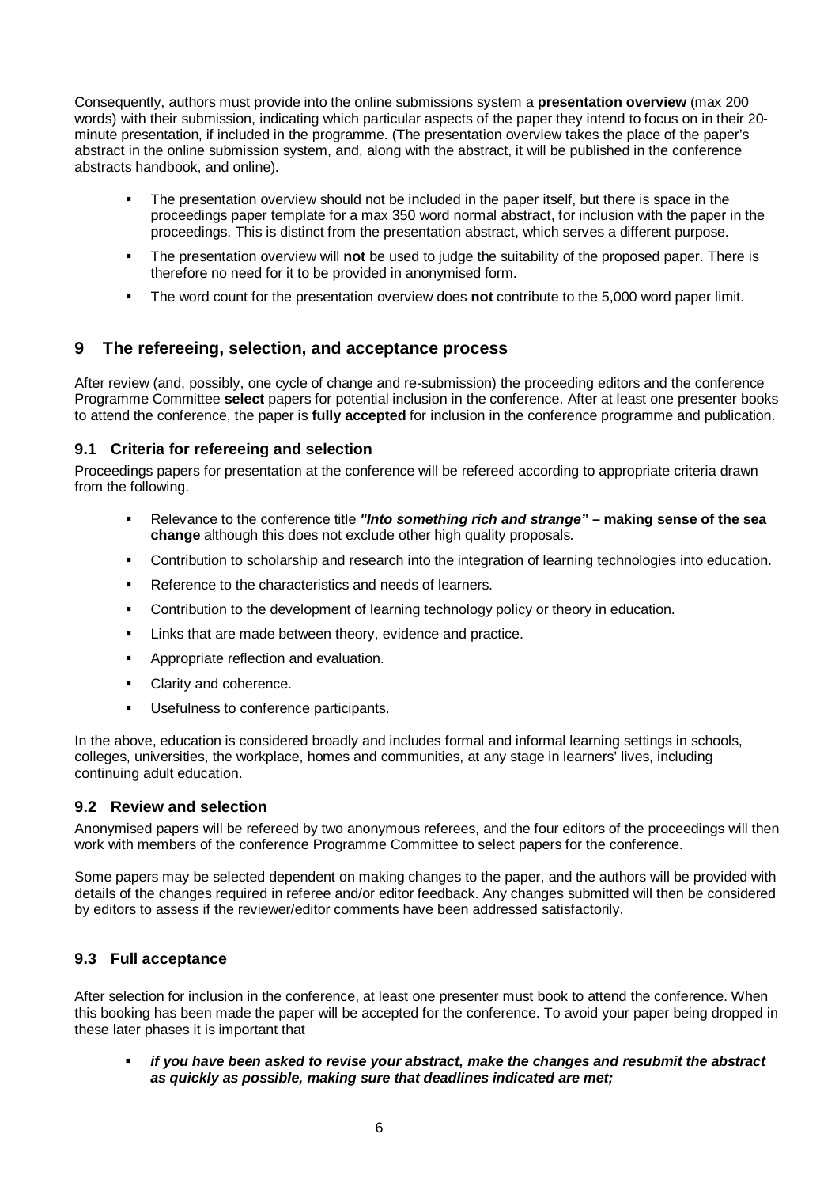Consequently, authors must provide into the online submissions system a **presentation overview** (max 200 words) with their submission, indicating which particular aspects of the paper they intend to focus on in their 20-minute presentation, if included in the programme. (The presentation overview takes the place of the paper's abstract in the online submission system, and, along with the abstract, it will be published in the conference abstracts handbook, and online).

- The presentation overview should not be included in the paper itself, but there is space in the proceedings paper template for a max 350 word normal abstract, for inclusion with the paper in the proceedings. This is distinct from the presentation abstract, which serves a different purpose.
- The presentation overview will **not** be used to judge the suitability of the proposed paper. There is therefore no need for it to be provided in anonymised form.
- The word count for the presentation overview does **not** contribute to the 5,000 word paper limit.

## 9 The refereeing, selection, and acceptance process

After review (and, possibly, one cycle of change and re-submission) the proceeding editors and the conference Programme Committee **select** papers for potential inclusion in the conference. After at least one presenter books to attend the conference, the paper is **fully accepted** for inclusion in the conference programme and publication.

### 9.1 Criteria for refereeing and selection

Proceedings papers for presentation at the conference will be refereed according to appropriate criteria drawn from the following.

- Relevance to the conference title ***"Into something rich and strange"*** **– making sense of the sea change** although this does not exclude other high quality proposals.
- Contribution to scholarship and research into the integration of learning technologies into education.
- Reference to the characteristics and needs of learners.
- Contribution to the development of learning technology policy or theory in education.
- Links that are made between theory, evidence and practice.
- Appropriate reflection and evaluation.
- Clarity and coherence.
- Usefulness to conference participants.

In the above, education is considered broadly and includes formal and informal learning settings in schools, colleges, universities, the workplace, homes and communities, at any stage in learners' lives, including continuing adult education.

### 9.2 Review and selection

Anonymised papers will be refereed by two anonymous referees, and the four editors of the proceedings will then work with members of the conference Programme Committee to select papers for the conference.

Some papers may be selected dependent on making changes to the paper, and the authors will be provided with details of the changes required in referee and/or editor feedback. Any changes submitted will then be considered by editors to assess if the reviewer/editor comments have been addressed satisfactorily.

### 9.3 Full acceptance

After selection for inclusion in the conference, at least one presenter must book to attend the conference. When this booking has been made the paper will be accepted for the conference. To avoid your paper being dropped in these later phases it is important that

- ***if you have been asked to revise your abstract, make the changes and resubmit the abstract as quickly as possible, making sure that deadlines indicated are met;***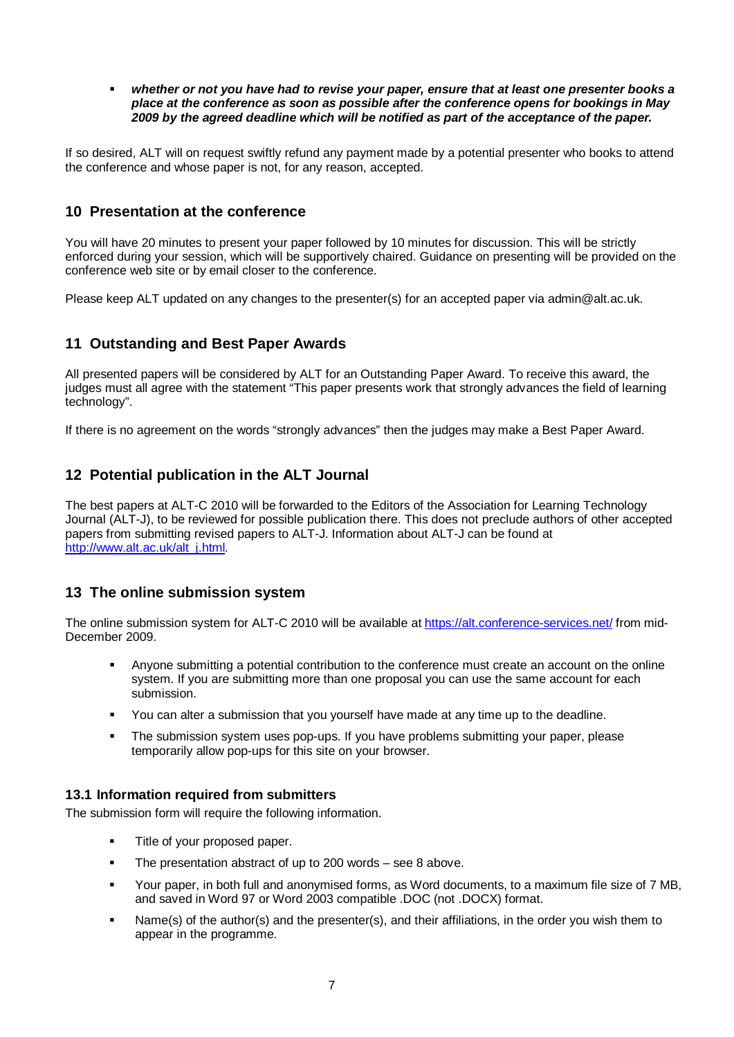- ***whether or not you have had to revise your paper, ensure that at least one presenter books a place at the conference as soon as possible after the conference opens for bookings in May 2009 by the agreed deadline which will be notified as part of the acceptance of the paper.***

If so desired, ALT will on request swiftly refund any payment made by a potential presenter who books to attend the conference and whose paper is not, for any reason, accepted.

## 10 Presentation at the conference

You will have 20 minutes to present your paper followed by 10 minutes for discussion. This will be strictly enforced during your session, which will be supportively chaired. Guidance on presenting will be provided on the conference web site or by email closer to the conference.

Please keep ALT updated on any changes to the presenter(s) for an accepted paper via admin@alt.ac.uk.

## 11 Outstanding and Best Paper Awards

All presented papers will be considered by ALT for an Outstanding Paper Award. To receive this award, the judges must all agree with the statement "This paper presents work that strongly advances the field of learning technology".

If there is no agreement on the words "strongly advances" then the judges may make a Best Paper Award.

## 12 Potential publication in the ALT Journal

The best papers at ALT-C 2010 will be forwarded to the Editors of the Association for Learning Technology Journal (ALT-J), to be reviewed for possible publication there. This does not preclude authors of other accepted papers from submitting revised papers to ALT-J. Information about ALT-J can be found at [http://www.alt.ac.uk/alt_j.html](http://www.alt.ac.uk/alt_j.html).

## 13 The online submission system

The online submission system for ALT-C 2010 will be available at [https://alt.conference-services.net/](https://alt.conference-services.net/) from mid-December 2009.

- Anyone submitting a potential contribution to the conference must create an account on the online system. If you are submitting more than one proposal you can use the same account for each submission.
- You can alter a submission that you yourself have made at any time up to the deadline.
- The submission system uses pop-ups. If you have problems submitting your paper, please temporarily allow pop-ups for this site on your browser.

### 13.1 Information required from submitters

The submission form will require the following information.

- Title of your proposed paper.
- The presentation abstract of up to 200 words – see 8 above.
- Your paper, in both full and anonymised forms, as Word documents, to a maximum file size of 7 MB, and saved in Word 97 or Word 2003 compatible .DOC (not .DOCX) format.
- Name(s) of the author(s) and the presenter(s), and their affiliations, in the order you wish them to appear in the programme.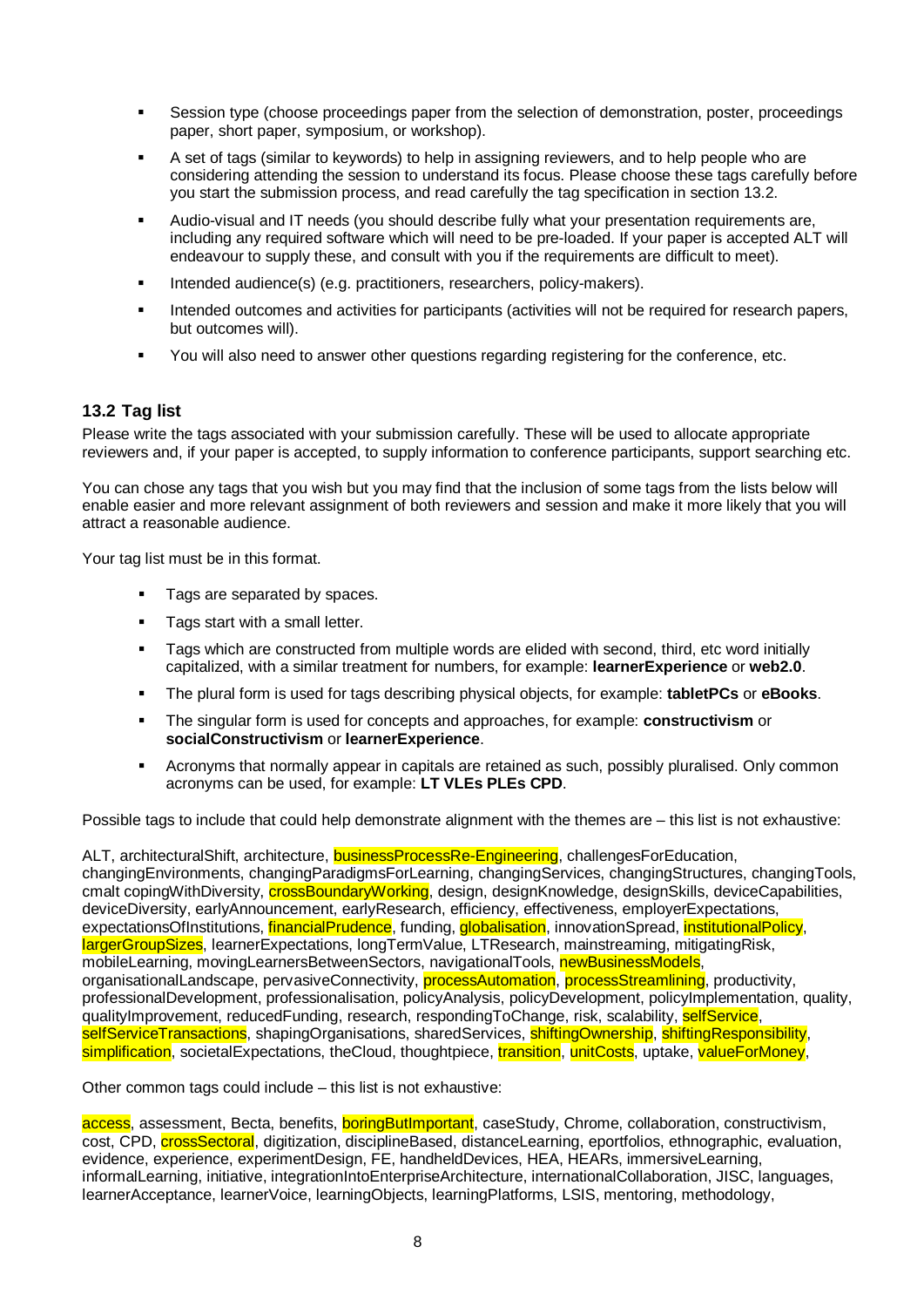- Session type (choose proceedings paper from the selection of demonstration, poster, proceedings paper, short paper, symposium, or workshop).
- A set of tags (similar to keywords) to help in assigning reviewers, and to help people who are considering attending the session to understand its focus. Please choose these tags carefully before you start the submission process, and read carefully the tag specification in section 13.2.
- Audio-visual and IT needs (you should describe fully what your presentation requirements are, including any required software which will need to be pre-loaded. If your paper is accepted ALT will endeavour to supply these, and consult with you if the requirements are difficult to meet).
- Intended audience(s) (e.g. practitioners, researchers, policy-makers).
- Intended outcomes and activities for participants (activities will not be required for research papers, but outcomes will).
- You will also need to answer other questions regarding registering for the conference, etc.

## 13.2 Tag list

Please write the tags associated with your submission carefully. These will be used to allocate appropriate reviewers and, if your paper is accepted, to supply information to conference participants, support searching etc.

You can chose any tags that you wish but you may find that the inclusion of some tags from the lists below will enable easier and more relevant assignment of both reviewers and session and make it more likely that you will attract a reasonable audience.

Your tag list must be in this format.

- Tags are separated by spaces.
- Tags start with a small letter.
- Tags which are constructed from multiple words are elided with second, third, etc word initially capitalized, with a similar treatment for numbers, for example: **learnerExperience** or **web2.0**.
- The plural form is used for tags describing physical objects, for example: **tabletPCs** or **eBooks**.
- The singular form is used for concepts and approaches, for example: **constructivism** or **socialConstructivism** or **learnerExperience**.
- Acronyms that normally appear in capitals are retained as such, possibly pluralised. Only common acronyms can be used, for example: **LT VLEs PLEs CPD**.

Possible tags to include that could help demonstrate alignment with the themes are – this list is not exhaustive:

ALT, architecturalShift, architecture, businessProcessRe-Engineering, challengesForEducation, changingEnvironments, changingParadigmsForLearning, changingServices, changingStructures, changingTools, cmalt copingWithDiversity, crossBoundaryWorking, design, designKnowledge, designSkills, deviceCapabilities, deviceDiversity, earlyAnnouncement, earlyResearch, efficiency, effectiveness, employerExpectations, expectationsOfInstitutions, financialPrudence, funding, globalisation, innovationSpread, institutionalPolicy, largerGroupSizes, learnerExpectations, longTermValue, LTResearch, mainstreaming, mitigatingRisk, mobileLearning, movingLearnersBetweenSectors, navigationalTools, newBusinessModels, organisationalLandscape, pervasiveConnectivity, processAutomation, processStreamlining, productivity, professionalDevelopment, professionalisation, policyAnalysis, policyDevelopment, policyImplementation, quality, qualityImprovement, reducedFunding, research, respondingToChange, risk, scalability, selfService, selfServiceTransactions, shapingOrganisations, sharedServices, shiftingOwnership, shiftingResponsibility, simplification, societalExpectations, theCloud, thoughtpiece, transition, unitCosts, uptake, valueForMoney,

Other common tags could include – this list is not exhaustive:

access, assessment, Becta, benefits, boringButImportant, caseStudy, Chrome, collaboration, constructivism, cost, CPD, crossSectoral, digitization, disciplineBased, distanceLearning, eportfolios, ethnographic, evaluation, evidence, experience, experimentDesign, FE, handheldDevices, HEA, HEARs, immersiveLearning, informalLearning, initiative, integrationIntoEnterpriseArchitecture, internationalCollaboration, JISC, languages, learnerAcceptance, learnerVoice, learningObjects, learningPlatforms, LSIS, mentoring, methodology,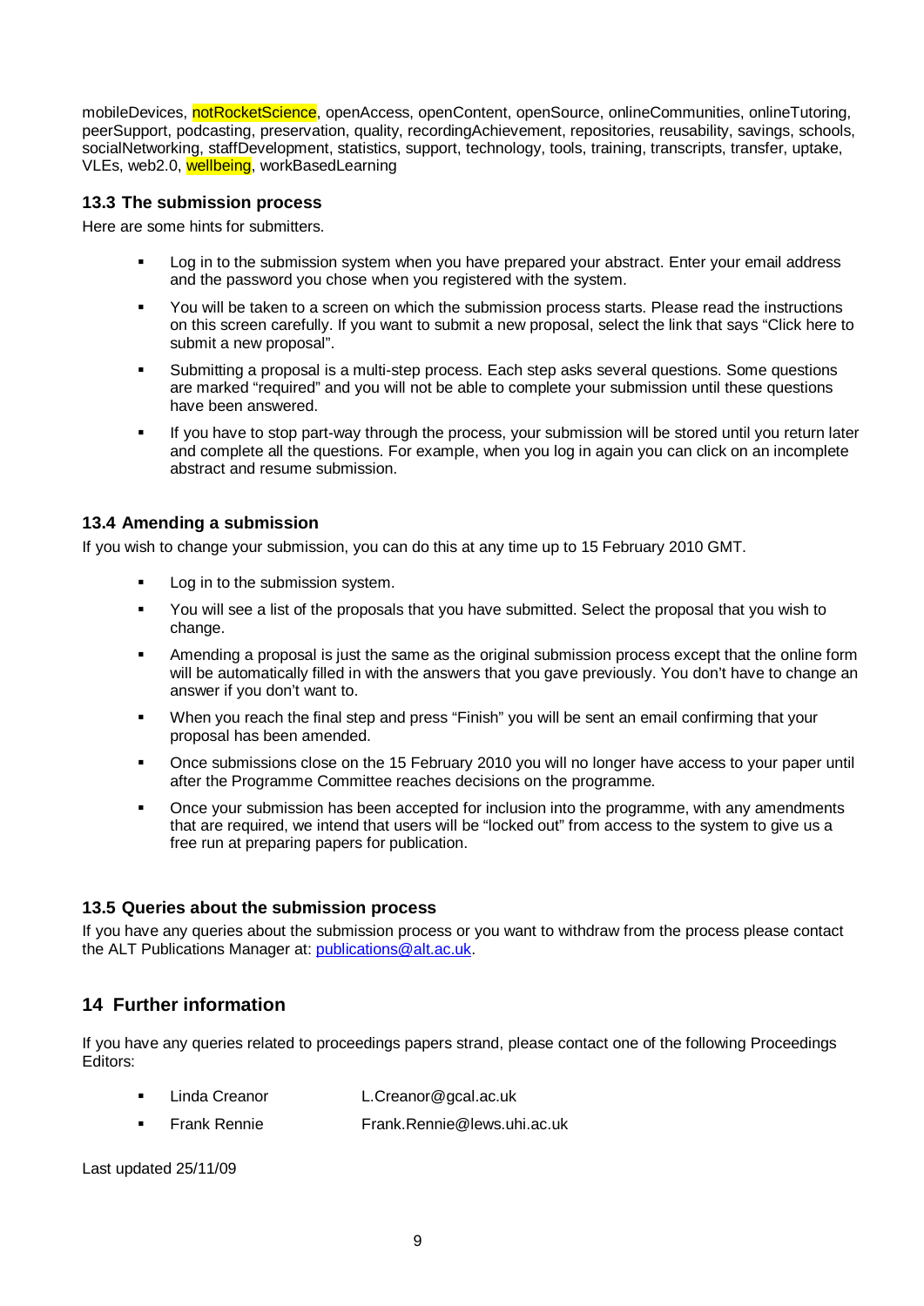mobileDevices, notRocketScience, openAccess, openContent, openSource, onlineCommunities, onlineTutoring, peerSupport, podcasting, preservation, quality, recordingAchievement, repositories, reusability, savings, schools, socialNetworking, staffDevelopment, statistics, support, technology, tools, training, transcripts, transfer, uptake, VLEs, web2.0, wellbeing, workBasedLearning

### 13.3 The submission process

Here are some hints for submitters.

- Log in to the submission system when you have prepared your abstract. Enter your email address and the password you chose when you registered with the system.
- You will be taken to a screen on which the submission process starts. Please read the instructions on this screen carefully. If you want to submit a new proposal, select the link that says "Click here to submit a new proposal".
- Submitting a proposal is a multi-step process. Each step asks several questions. Some questions are marked "required" and you will not be able to complete your submission until these questions have been answered.
- If you have to stop part-way through the process, your submission will be stored until you return later and complete all the questions. For example, when you log in again you can click on an incomplete abstract and resume submission.

### 13.4 Amending a submission

If you wish to change your submission, you can do this at any time up to 15 February 2010 GMT.

- Log in to the submission system.
- You will see a list of the proposals that you have submitted. Select the proposal that you wish to change.
- Amending a proposal is just the same as the original submission process except that the online form will be automatically filled in with the answers that you gave previously. You don't have to change an answer if you don't want to.
- When you reach the final step and press "Finish" you will be sent an email confirming that your proposal has been amended.
- Once submissions close on the 15 February 2010 you will no longer have access to your paper until after the Programme Committee reaches decisions on the programme.
- Once your submission has been accepted for inclusion into the programme, with any amendments that are required, we intend that users will be "locked out" from access to the system to give us a free run at preparing papers for publication.

### 13.5 Queries about the submission process

If you have any queries about the submission process or you want to withdraw from the process please contact the ALT Publications Manager at: publications@alt.ac.uk.

## 14 Further information

If you have any queries related to proceedings papers strand, please contact one of the following Proceedings Editors:

- Linda Creanor L.Creanor@gcal.ac.uk
- Frank Rennie Frank.Rennie@lews.uhi.ac.uk

Last updated 25/11/09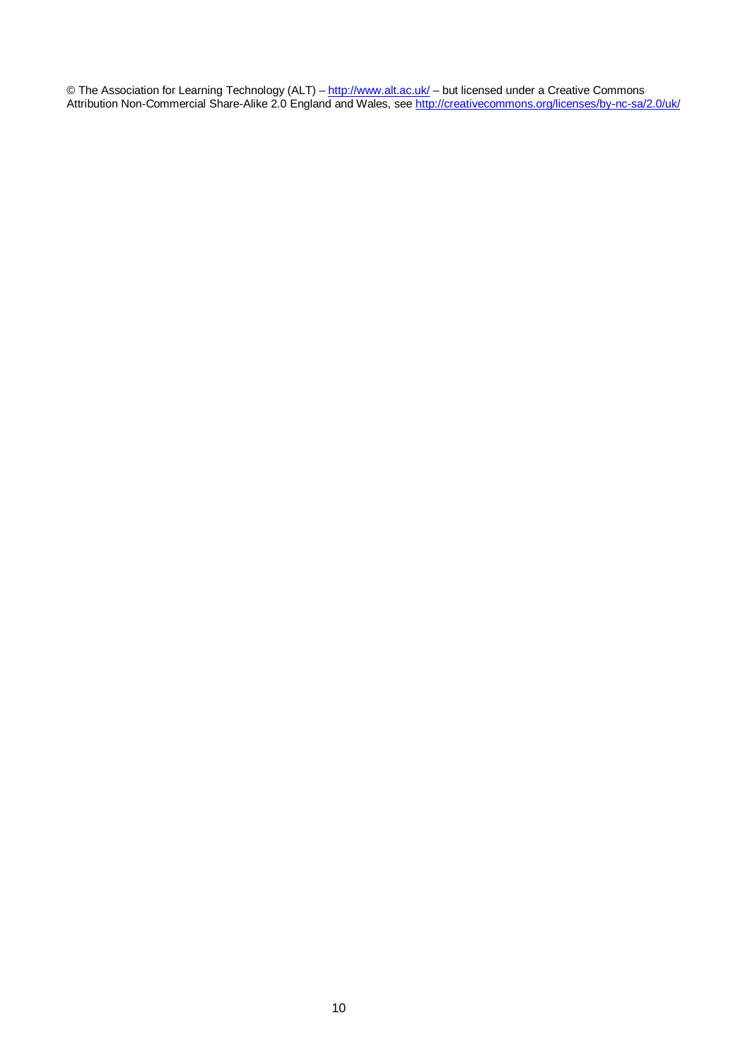© The Association for Learning Technology (ALT) – http://www.alt.ac.uk/ – but licensed under a Creative Commons Attribution Non-Commercial Share-Alike 2.0 England and Wales, see http://creativecommons.org/licenses/by-nc-sa/2.0/uk/